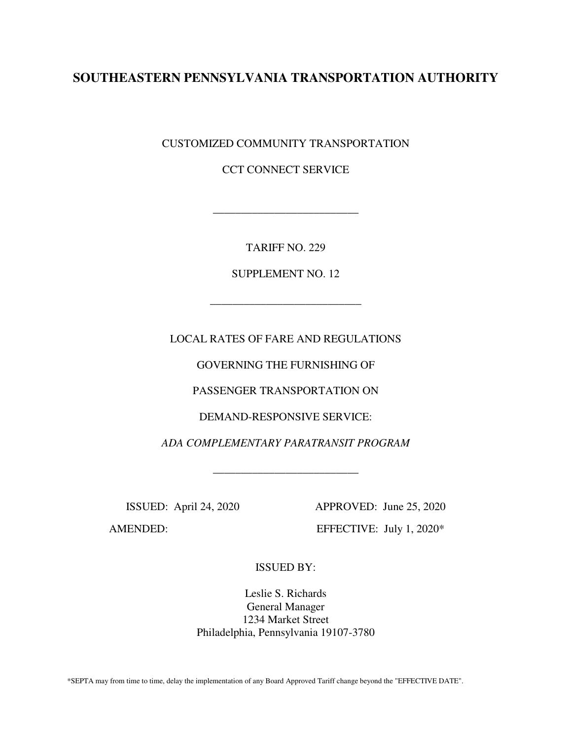# SOUTHEASTERN PENNSYLVANIA TRANSPORTATION AUTHORITY

CUSTOMIZED COMMUNITY TRANSPORTATION

CCT CONNECT SERVICE

---

TARIFF NO. 229

SUPPLEMENT NO. 12

---

LOCAL RATES OF FARE AND REGULATIONS

GOVERNING THE FURNISHING OF

PASSENGER TRANSPORTATION ON

DEMAND-RESPONSIVE SERVICE:

*ADA COMPLEMENTARY PARATRANSIT PROGRAM*

---

ISSUED: April 24, 2020

APPROVED: June 25, 2020

AMENDED:

EFFECTIVE: July 1, 2020*

ISSUED BY:

Leslie S. Richards
General Manager
1234 Market Street
Philadelphia, Pennsylvania 19107-3780

*SEPTA may from time to time, delay the implementation of any Board Approved Tariff change beyond the "EFFECTIVE DATE".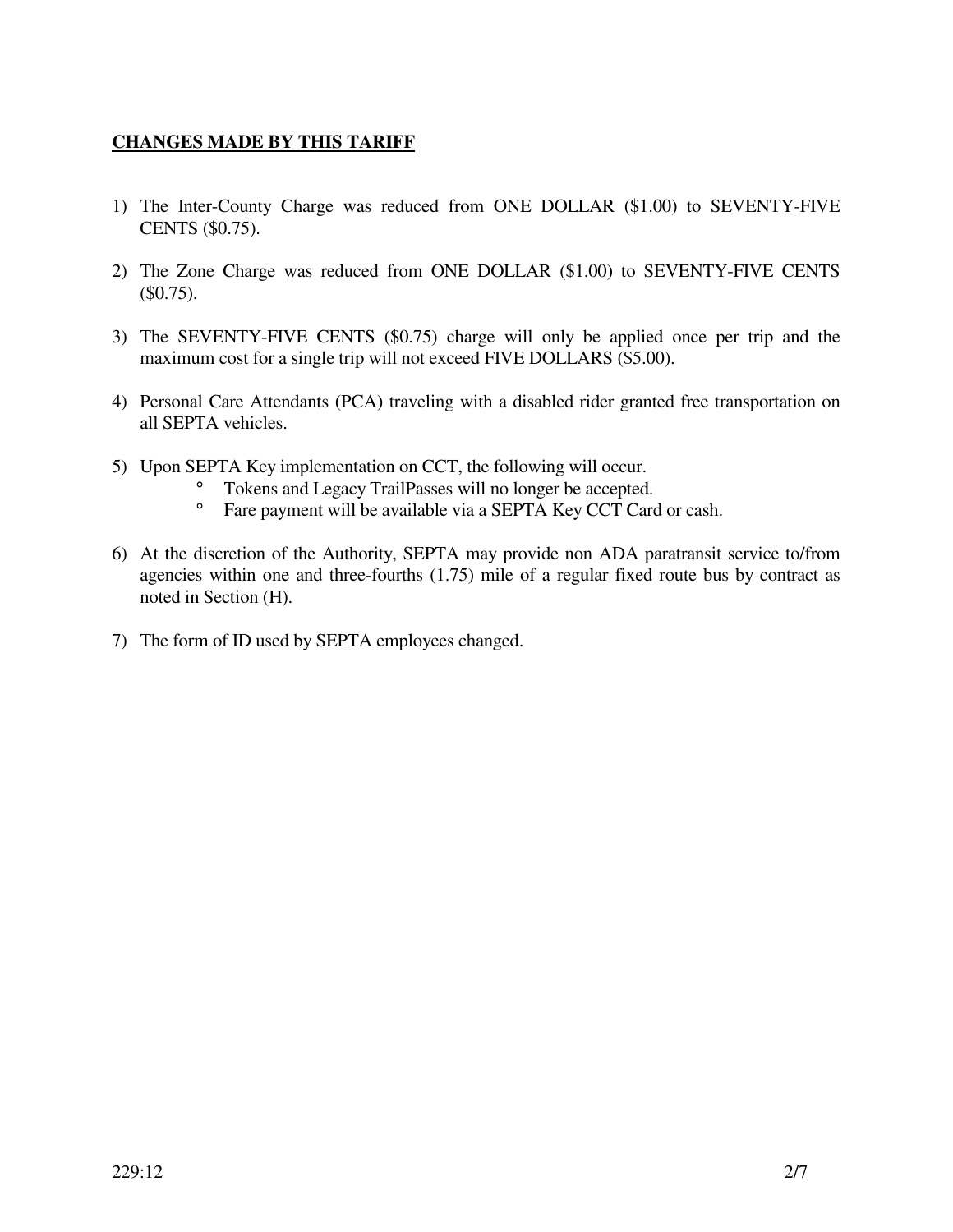**CHANGES MADE BY THIS TARIFF**

1) The Inter-County Charge was reduced from ONE DOLLAR ($1.00) to SEVENTY-FIVE CENTS ($0.75).

2) The Zone Charge was reduced from ONE DOLLAR ($1.00) to SEVENTY-FIVE CENTS ($0.75).

3) The SEVENTY-FIVE CENTS ($0.75) charge will only be applied once per trip and the maximum cost for a single trip will not exceed FIVE DOLLARS ($5.00).

4) Personal Care Attendants (PCA) traveling with a disabled rider granted free transportation on all SEPTA vehicles.

5) Upon SEPTA Key implementation on CCT, the following will occur.
   - Tokens and Legacy TrailPasses will no longer be accepted.
   - Fare payment will be available via a SEPTA Key CCT Card or cash.

6) At the discretion of the Authority, SEPTA may provide non ADA paratransit service to/from agencies within one and three-fourths (1.75) mile of a regular fixed route bus by contract as noted in Section (H).

7) The form of ID used by SEPTA employees changed.

229:12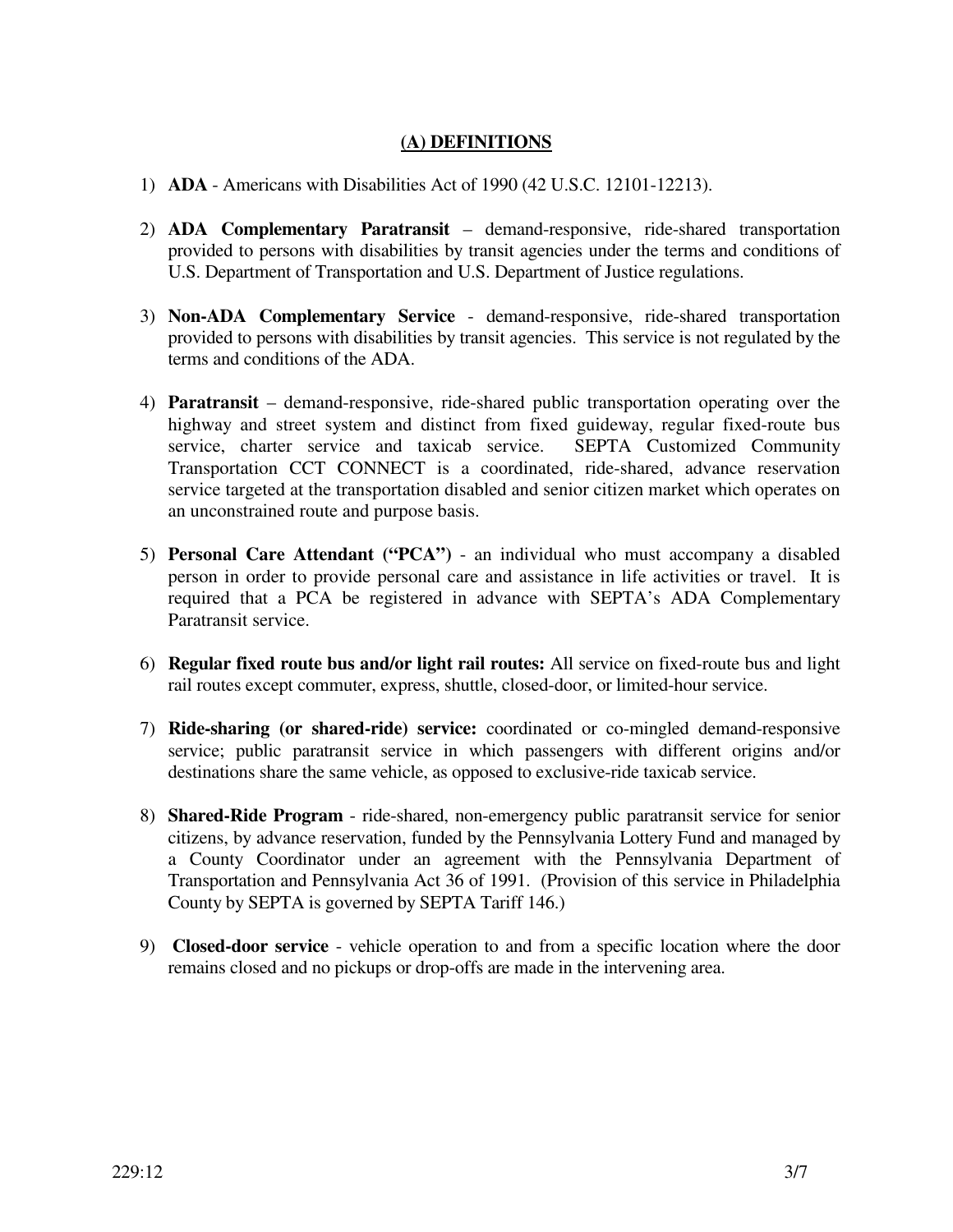## (A) DEFINITIONS

1) **ADA** - Americans with Disabilities Act of 1990 (42 U.S.C. 12101-12213).

2) **ADA Complementary Paratransit** – demand-responsive, ride-shared transportation provided to persons with disabilities by transit agencies under the terms and conditions of U.S. Department of Transportation and U.S. Department of Justice regulations.

3) **Non-ADA Complementary Service** - demand-responsive, ride-shared transportation provided to persons with disabilities by transit agencies. This service is not regulated by the terms and conditions of the ADA.

4) **Paratransit** – demand-responsive, ride-shared public transportation operating over the highway and street system and distinct from fixed guideway, regular fixed-route bus service, charter service and taxicab service. SEPTA Customized Community Transportation CCT CONNECT is a coordinated, ride-shared, advance reservation service targeted at the transportation disabled and senior citizen market which operates on an unconstrained route and purpose basis.

5) **Personal Care Attendant ("PCA")** - an individual who must accompany a disabled person in order to provide personal care and assistance in life activities or travel. It is required that a PCA be registered in advance with SEPTA's ADA Complementary Paratransit service.

6) **Regular fixed route bus and/or light rail routes:** All service on fixed-route bus and light rail routes except commuter, express, shuttle, closed-door, or limited-hour service.

7) **Ride-sharing (or shared-ride) service:** coordinated or co-mingled demand-responsive service; public paratransit service in which passengers with different origins and/or destinations share the same vehicle, as opposed to exclusive-ride taxicab service.

8) **Shared-Ride Program** - ride-shared, non-emergency public paratransit service for senior citizens, by advance reservation, funded by the Pennsylvania Lottery Fund and managed by a County Coordinator under an agreement with the Pennsylvania Department of Transportation and Pennsylvania Act 36 of 1991. (Provision of this service in Philadelphia County by SEPTA is governed by SEPTA Tariff 146.)

9) **Closed-door service** - vehicle operation to and from a specific location where the door remains closed and no pickups or drop-offs are made in the intervening area.

229:12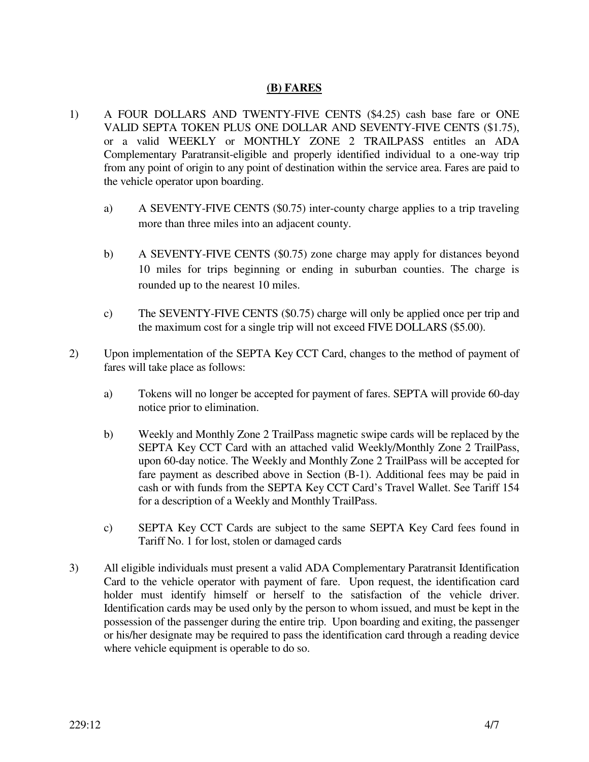## (B) FARES

1) A FOUR DOLLARS AND TWENTY-FIVE CENTS ($4.25) cash base fare or ONE VALID SEPTA TOKEN PLUS ONE DOLLAR AND SEVENTY-FIVE CENTS ($1.75), or a valid WEEKLY or MONTHLY ZONE 2 TRAILPASS entitles an ADA Complementary Paratransit-eligible and properly identified individual to a one-way trip from any point of origin to any point of destination within the service area. Fares are paid to the vehicle operator upon boarding.

   a) A SEVENTY-FIVE CENTS ($0.75) inter-county charge applies to a trip traveling more than three miles into an adjacent county.

   b) A SEVENTY-FIVE CENTS ($0.75) zone charge may apply for distances beyond 10 miles for trips beginning or ending in suburban counties. The charge is rounded up to the nearest 10 miles.

   c) The SEVENTY-FIVE CENTS ($0.75) charge will only be applied once per trip and the maximum cost for a single trip will not exceed FIVE DOLLARS ($5.00).

2) Upon implementation of the SEPTA Key CCT Card, changes to the method of payment of fares will take place as follows:

   a) Tokens will no longer be accepted for payment of fares. SEPTA will provide 60-day notice prior to elimination.

   b) Weekly and Monthly Zone 2 TrailPass magnetic swipe cards will be replaced by the SEPTA Key CCT Card with an attached valid Weekly/Monthly Zone 2 TrailPass, upon 60-day notice. The Weekly and Monthly Zone 2 TrailPass will be accepted for fare payment as described above in Section (B-1). Additional fees may be paid in cash or with funds from the SEPTA Key CCT Card's Travel Wallet. See Tariff 154 for a description of a Weekly and Monthly TrailPass.

   c) SEPTA Key CCT Cards are subject to the same SEPTA Key Card fees found in Tariff No. 1 for lost, stolen or damaged cards

3) All eligible individuals must present a valid ADA Complementary Paratransit Identification Card to the vehicle operator with payment of fare. Upon request, the identification card holder must identify himself or herself to the satisfaction of the vehicle driver. Identification cards may be used only by the person to whom issued, and must be kept in the possession of the passenger during the entire trip. Upon boarding and exiting, the passenger or his/her designate may be required to pass the identification card through a reading device where vehicle equipment is operable to do so.

229:12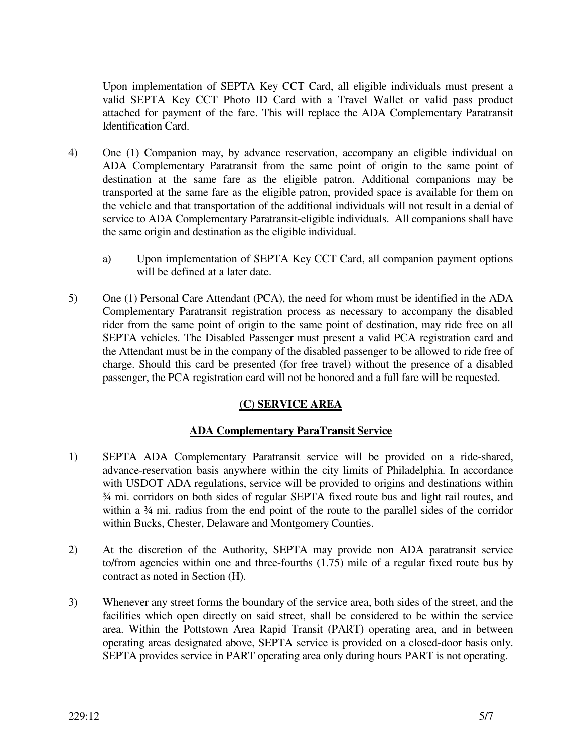Upon implementation of SEPTA Key CCT Card, all eligible individuals must present a valid SEPTA Key CCT Photo ID Card with a Travel Wallet or valid pass product attached for payment of the fare. This will replace the ADA Complementary Paratransit Identification Card.

4) One (1) Companion may, by advance reservation, accompany an eligible individual on ADA Complementary Paratransit from the same point of origin to the same point of destination at the same fare as the eligible patron. Additional companions may be transported at the same fare as the eligible patron, provided space is available for them on the vehicle and that transportation of the additional individuals will not result in a denial of service to ADA Complementary Paratransit-eligible individuals. All companions shall have the same origin and destination as the eligible individual.

   a) Upon implementation of SEPTA Key CCT Card, all companion payment options will be defined at a later date.

5) One (1) Personal Care Attendant (PCA), the need for whom must be identified in the ADA Complementary Paratransit registration process as necessary to accompany the disabled rider from the same point of origin to the same point of destination, may ride free on all SEPTA vehicles. The Disabled Passenger must present a valid PCA registration card and the Attendant must be in the company of the disabled passenger to be allowed to ride free of charge. Should this card be presented (for free travel) without the presence of a disabled passenger, the PCA registration card will not be honored and a full fare will be requested.

## (C) SERVICE AREA

### ADA Complementary ParaTransit Service

1) SEPTA ADA Complementary Paratransit service will be provided on a ride-shared, advance-reservation basis anywhere within the city limits of Philadelphia. In accordance with USDOT ADA regulations, service will be provided to origins and destinations within ¾ mi. corridors on both sides of regular SEPTA fixed route bus and light rail routes, and within a ¾ mi. radius from the end point of the route to the parallel sides of the corridor within Bucks, Chester, Delaware and Montgomery Counties.

2) At the discretion of the Authority, SEPTA may provide non ADA paratransit service to/from agencies within one and three-fourths (1.75) mile of a regular fixed route bus by contract as noted in Section (H).

3) Whenever any street forms the boundary of the service area, both sides of the street, and the facilities which open directly on said street, shall be considered to be within the service area. Within the Pottstown Area Rapid Transit (PART) operating area, and in between operating areas designated above, SEPTA service is provided on a closed-door basis only. SEPTA provides service in PART operating area only during hours PART is not operating.

229:12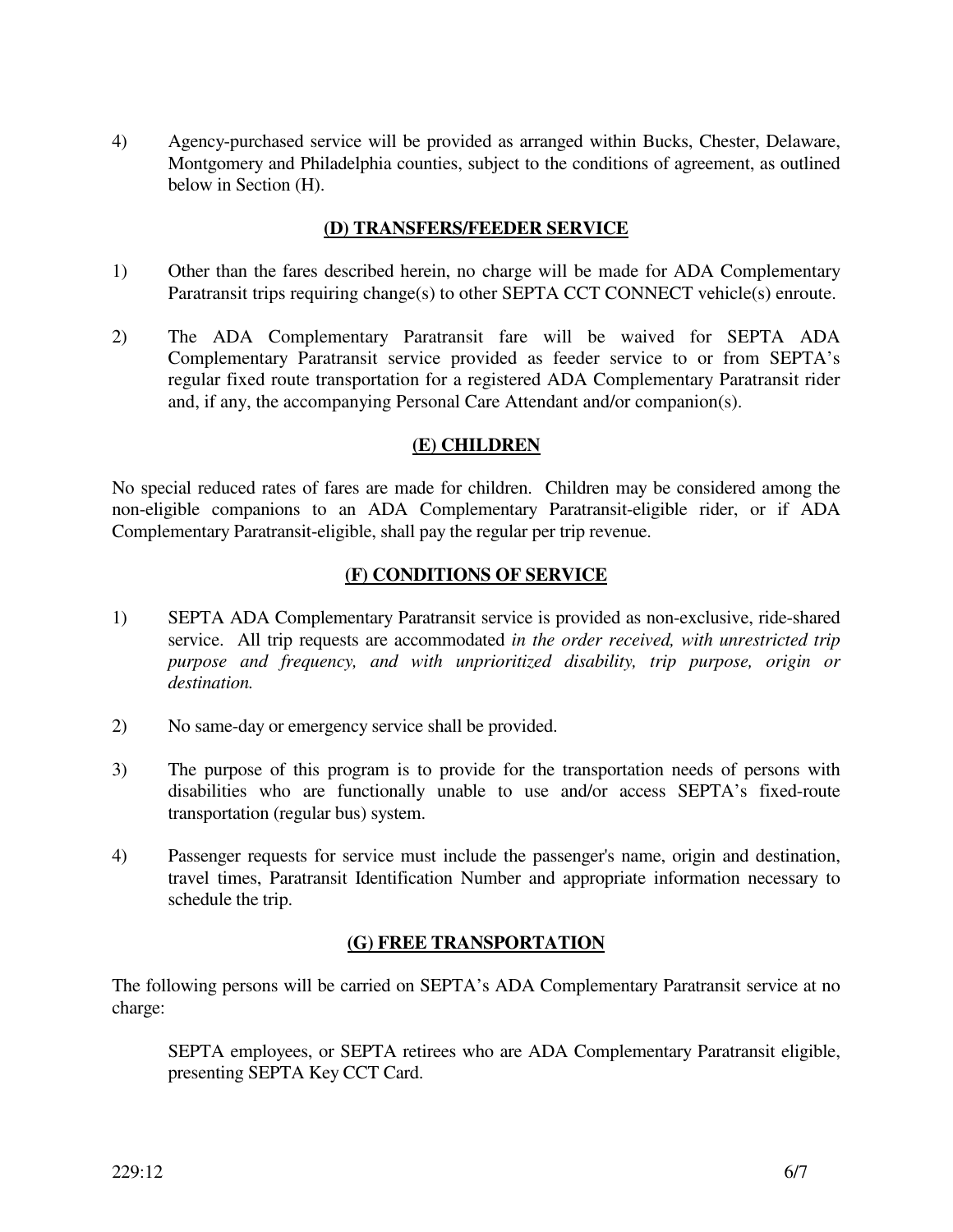4) Agency-purchased service will be provided as arranged within Bucks, Chester, Delaware, Montgomery and Philadelphia counties, subject to the conditions of agreement, as outlined below in Section (H).

## (D) TRANSFERS/FEEDER SERVICE

1) Other than the fares described herein, no charge will be made for ADA Complementary Paratransit trips requiring change(s) to other SEPTA CCT CONNECT vehicle(s) enroute.

2) The ADA Complementary Paratransit fare will be waived for SEPTA ADA Complementary Paratransit service provided as feeder service to or from SEPTA's regular fixed route transportation for a registered ADA Complementary Paratransit rider and, if any, the accompanying Personal Care Attendant and/or companion(s).

## (E) CHILDREN

No special reduced rates of fares are made for children. Children may be considered among the non-eligible companions to an ADA Complementary Paratransit-eligible rider, or if ADA Complementary Paratransit-eligible, shall pay the regular per trip revenue.

## (F) CONDITIONS OF SERVICE

1) SEPTA ADA Complementary Paratransit service is provided as non-exclusive, ride-shared service. All trip requests are accommodated *in the order received, with unrestricted trip purpose and frequency, and with unprioritized disability, trip purpose, origin or destination.*

2) No same-day or emergency service shall be provided.

3) The purpose of this program is to provide for the transportation needs of persons with disabilities who are functionally unable to use and/or access SEPTA's fixed-route transportation (regular bus) system.

4) Passenger requests for service must include the passenger's name, origin and destination, travel times, Paratransit Identification Number and appropriate information necessary to schedule the trip.

## (G) FREE TRANSPORTATION

The following persons will be carried on SEPTA's ADA Complementary Paratransit service at no charge:

SEPTA employees, or SEPTA retirees who are ADA Complementary Paratransit eligible, presenting SEPTA Key CCT Card.

229:12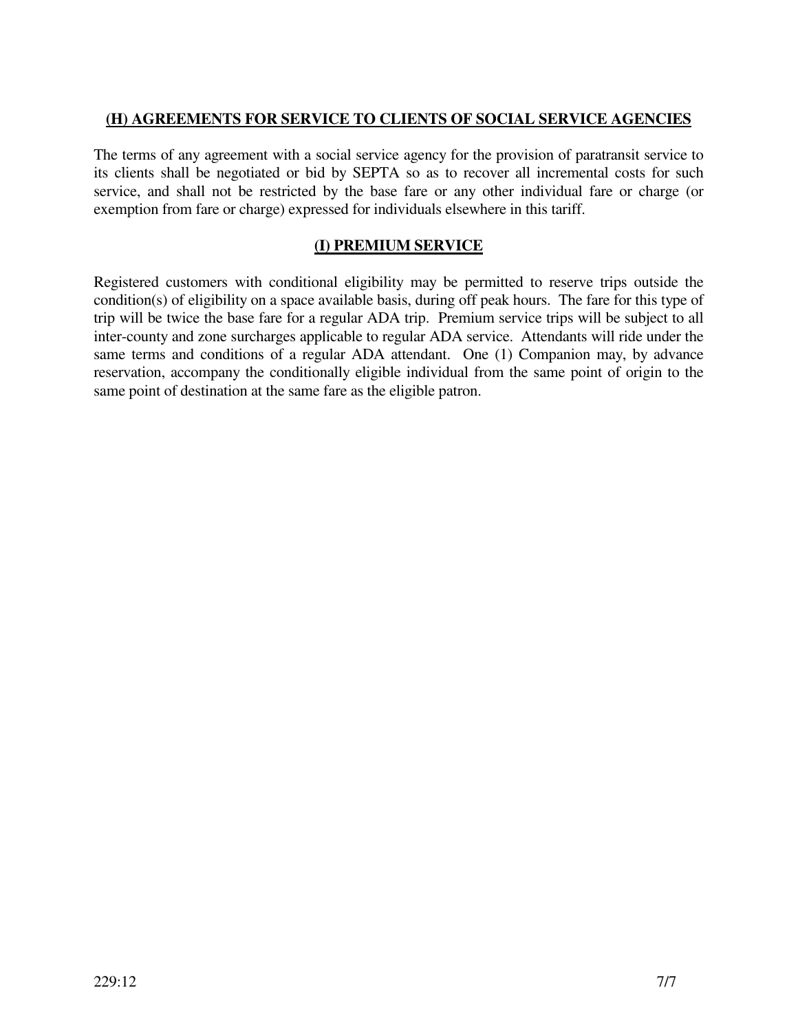## (H) AGREEMENTS FOR SERVICE TO CLIENTS OF SOCIAL SERVICE AGENCIES

The terms of any agreement with a social service agency for the provision of paratransit service to its clients shall be negotiated or bid by SEPTA so as to recover all incremental costs for such service, and shall not be restricted by the base fare or any other individual fare or charge (or exemption from fare or charge) expressed for individuals elsewhere in this tariff.

## (I) PREMIUM SERVICE

Registered customers with conditional eligibility may be permitted to reserve trips outside the condition(s) of eligibility on a space available basis, during off peak hours. The fare for this type of trip will be twice the base fare for a regular ADA trip. Premium service trips will be subject to all inter-county and zone surcharges applicable to regular ADA service. Attendants will ride under the same terms and conditions of a regular ADA attendant. One (1) Companion may, by advance reservation, accompany the conditionally eligible individual from the same point of origin to the same point of destination at the same fare as the eligible patron.

229:12